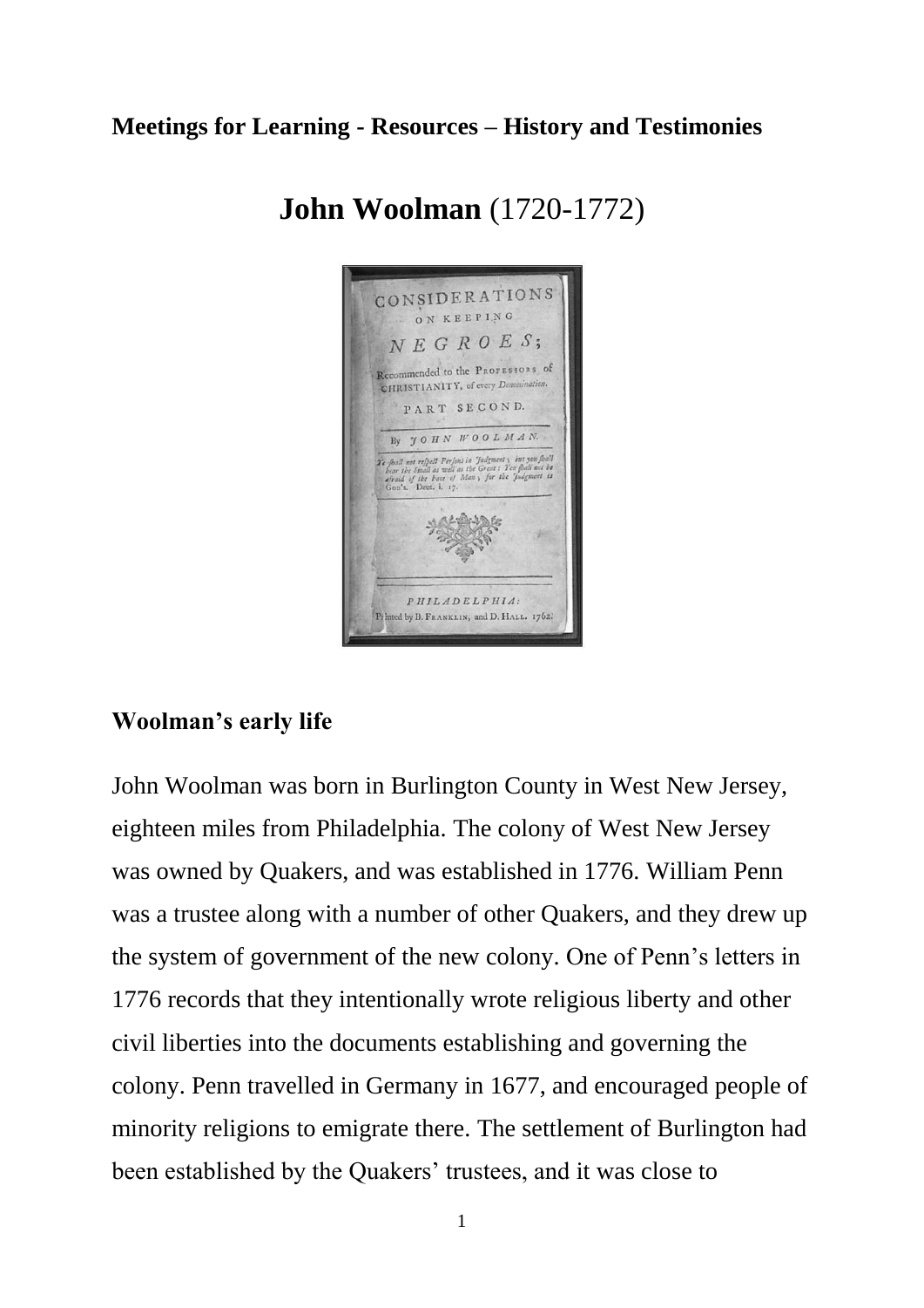**Meetings for Learning - Resources – History and Testimonies**

# **John Woolman** (1720-1772)

## Woolman's early life

John Woolman was born in Burlington County in West New Jersey, eighteen miles from Philadelphia. The colony of West New Jersey was owned by Quakers, and was established in 1776. William Penn was a trustee along with a number of other Quakers, and they drew up the system of government of the new colony. One of Penn's letters in 1776 records that they intentionally wrote religious liberty and other civil liberties into the documents establishing and governing the colony. Penn travelled in Germany in 1677, and encouraged people of minority religions to emigrate there. The settlement of Burlington had been established by the Quakers' trustees, and it was close to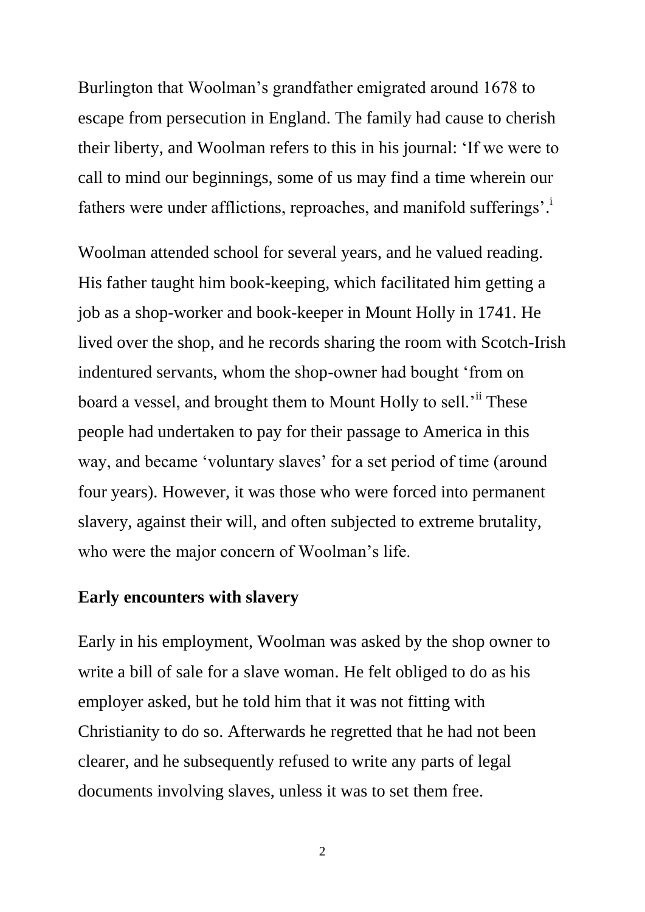Burlington that Woolman's grandfather emigrated around 1678 to escape from persecution in England. The family had cause to cherish their liberty, and Woolman refers to this in his journal: 'If we were to call to mind our beginnings, some of us may find a time wherein our fathers were under afflictions, reproaches, and manifold sufferings'.[i]

Woolman attended school for several years, and he valued reading. His father taught him book-keeping, which facilitated him getting a job as a shop-worker and book-keeper in Mount Holly in 1741. He lived over the shop, and he records sharing the room with Scotch-Irish indentured servants, whom the shop-owner had bought 'from on board a vessel, and brought them to Mount Holly to sell.'[ii] These people had undertaken to pay for their passage to America in this way, and became 'voluntary slaves' for a set period of time (around four years). However, it was those who were forced into permanent slavery, against their will, and often subjected to extreme brutality, who were the major concern of Woolman's life.

## Early encounters with slavery

Early in his employment, Woolman was asked by the shop owner to write a bill of sale for a slave woman. He felt obliged to do as his employer asked, but he told him that it was not fitting with Christianity to do so. Afterwards he regretted that he had not been clearer, and he subsequently refused to write any parts of legal documents involving slaves, unless it was to set them free.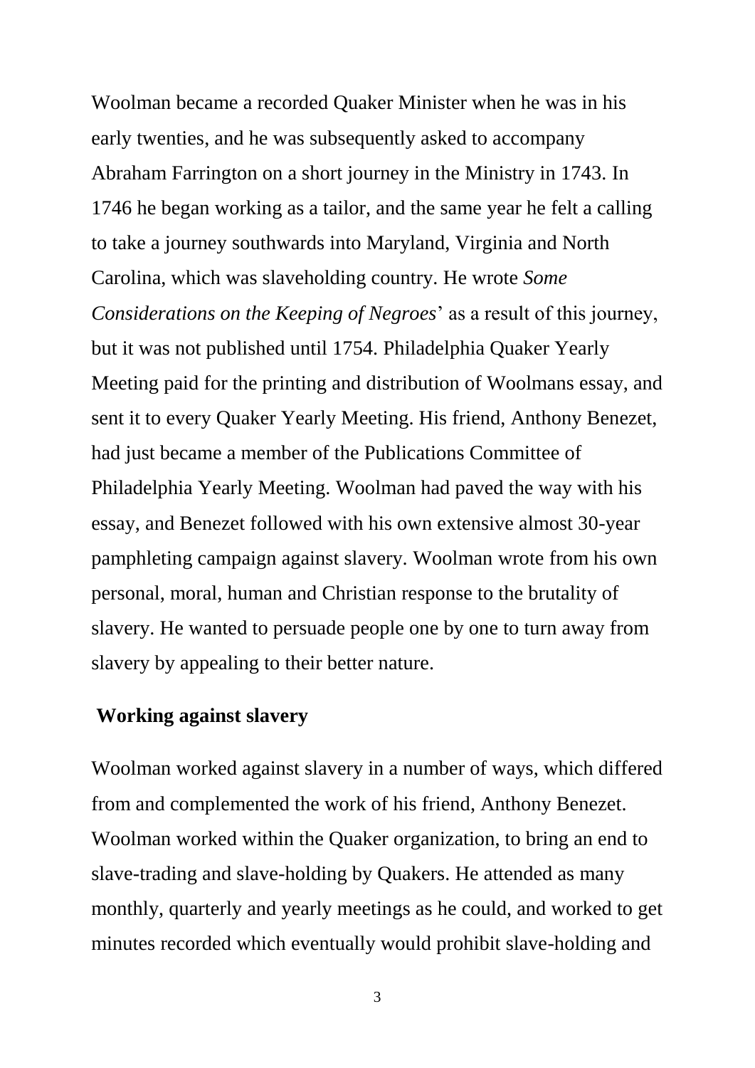Woolman became a recorded Quaker Minister when he was in his early twenties, and he was subsequently asked to accompany Abraham Farrington on a short journey in the Ministry in 1743. In 1746 he began working as a tailor, and the same year he felt a calling to take a journey southwards into Maryland, Virginia and North Carolina, which was slaveholding country. He wrote *Some Considerations on the Keeping of Negroes*' as a result of this journey, but it was not published until 1754. Philadelphia Quaker Yearly Meeting paid for the printing and distribution of Woolmans essay, and sent it to every Quaker Yearly Meeting. His friend, Anthony Benezet, had just became a member of the Publications Committee of Philadelphia Yearly Meeting. Woolman had paved the way with his essay, and Benezet followed with his own extensive almost 30-year pamphleting campaign against slavery. Woolman wrote from his own personal, moral, human and Christian response to the brutality of slavery. He wanted to persuade people one by one to turn away from slavery by appealing to their better nature.

## Working against slavery

Woolman worked against slavery in a number of ways, which differed from and complemented the work of his friend, Anthony Benezet. Woolman worked within the Quaker organization, to bring an end to slave-trading and slave-holding by Quakers. He attended as many monthly, quarterly and yearly meetings as he could, and worked to get minutes recorded which eventually would prohibit slave-holding and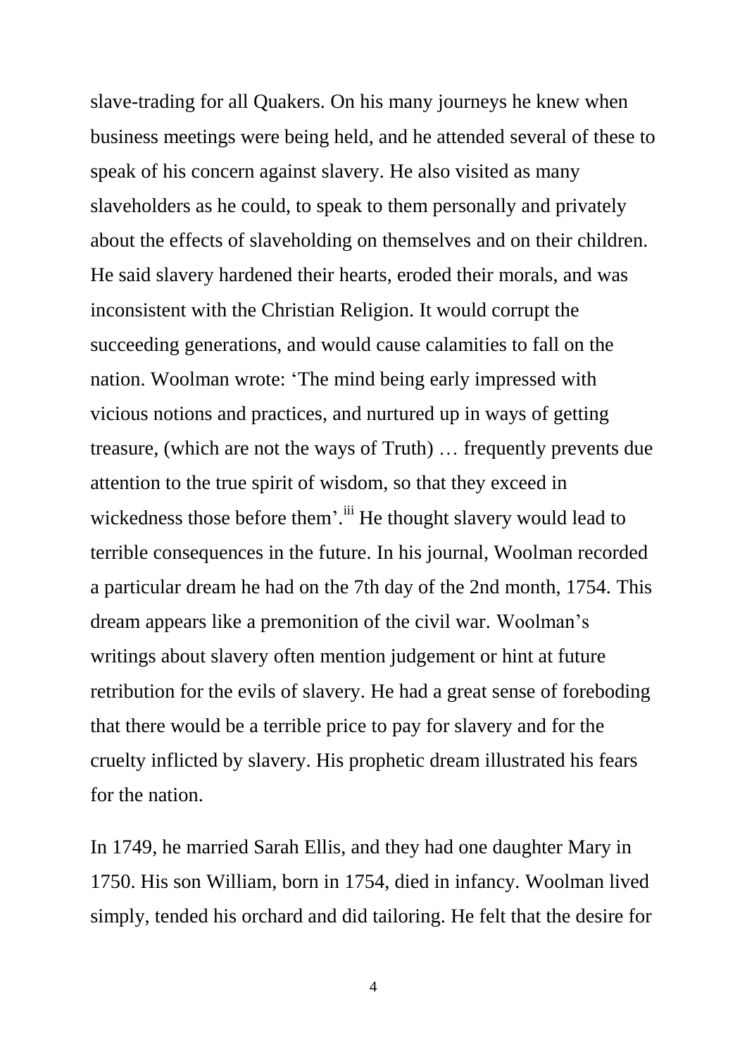slave-trading for all Quakers. On his many journeys he knew when business meetings were being held, and he attended several of these to speak of his concern against slavery. He also visited as many slaveholders as he could, to speak to them personally and privately about the effects of slaveholding on themselves and on their children. He said slavery hardened their hearts, eroded their morals, and was inconsistent with the Christian Religion. It would corrupt the succeeding generations, and would cause calamities to fall on the nation. Woolman wrote: 'The mind being early impressed with vicious notions and practices, and nurtured up in ways of getting treasure, (which are not the ways of Truth) … frequently prevents due attention to the true spirit of wisdom, so that they exceed in wickedness those before them'.[iii] He thought slavery would lead to terrible consequences in the future. In his journal, Woolman recorded a particular dream he had on the 7th day of the 2nd month, 1754. This dream appears like a premonition of the civil war. Woolman's writings about slavery often mention judgement or hint at future retribution for the evils of slavery. He had a great sense of foreboding that there would be a terrible price to pay for slavery and for the cruelty inflicted by slavery. His prophetic dream illustrated his fears for the nation.

In 1749, he married Sarah Ellis, and they had one daughter Mary in 1750. His son William, born in 1754, died in infancy. Woolman lived simply, tended his orchard and did tailoring. He felt that the desire for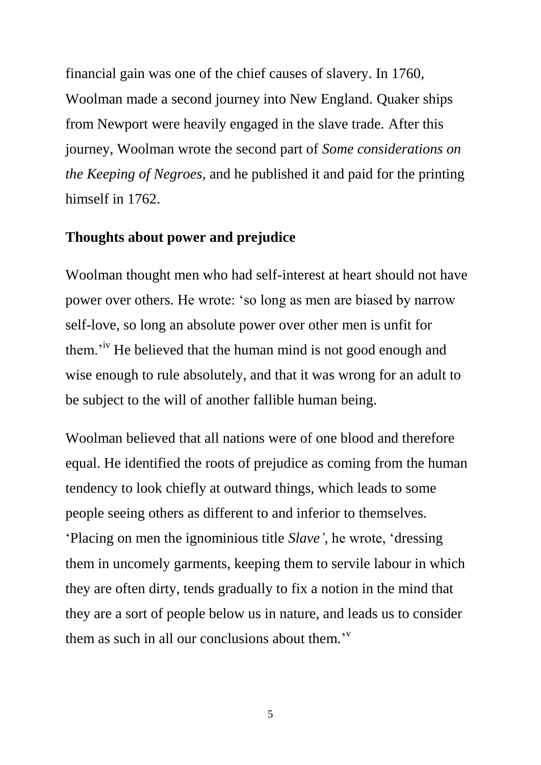financial gain was one of the chief causes of slavery. In 1760, Woolman made a second journey into New England. Quaker ships from Newport were heavily engaged in the slave trade. After this journey, Woolman wrote the second part of *Some considerations on the Keeping of Negroes*, and he published it and paid for the printing himself in 1762.

## Thoughts about power and prejudice

Woolman thought men who had self-interest at heart should not have power over others. He wrote: 'so long as men are biased by narrow self-love, so long an absolute power over other men is unfit for them.'[iv] He believed that the human mind is not good enough and wise enough to rule absolutely, and that it was wrong for an adult to be subject to the will of another fallible human being.

Woolman believed that all nations were of one blood and therefore equal. He identified the roots of prejudice as coming from the human tendency to look chiefly at outward things, which leads to some people seeing others as different to and inferior to themselves. 'Placing on men the ignominious title *Slave'*, he wrote, 'dressing them in uncomely garments, keeping them to servile labour in which they are often dirty, tends gradually to fix a notion in the mind that they are a sort of people below us in nature, and leads us to consider them as such in all our conclusions about them.'[v]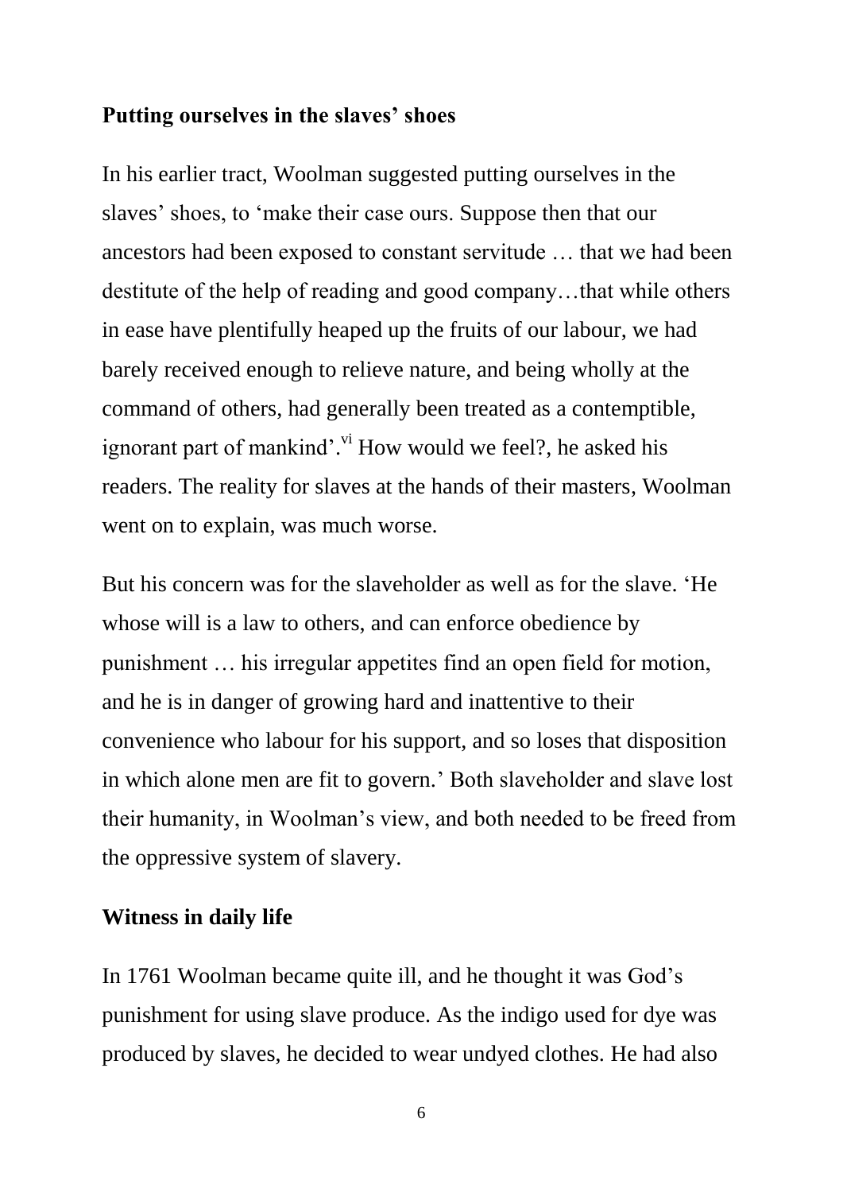**Putting ourselves in the slaves' shoes**

In his earlier tract, Woolman suggested putting ourselves in the slaves' shoes, to 'make their case ours. Suppose then that our ancestors had been exposed to constant servitude … that we had been destitute of the help of reading and good company…that while others in ease have plentifully heaped up the fruits of our labour, we had barely received enough to relieve nature, and being wholly at the command of others, had generally been treated as a contemptible, ignorant part of mankind'.[vi] How would we feel?, he asked his readers. The reality for slaves at the hands of their masters, Woolman went on to explain, was much worse.

But his concern was for the slaveholder as well as for the slave. 'He whose will is a law to others, and can enforce obedience by punishment … his irregular appetites find an open field for motion, and he is in danger of growing hard and inattentive to their convenience who labour for his support, and so loses that disposition in which alone men are fit to govern.' Both slaveholder and slave lost their humanity, in Woolman's view, and both needed to be freed from the oppressive system of slavery.

**Witness in daily life**

In 1761 Woolman became quite ill, and he thought it was God's punishment for using slave produce. As the indigo used for dye was produced by slaves, he decided to wear undyed clothes. He had also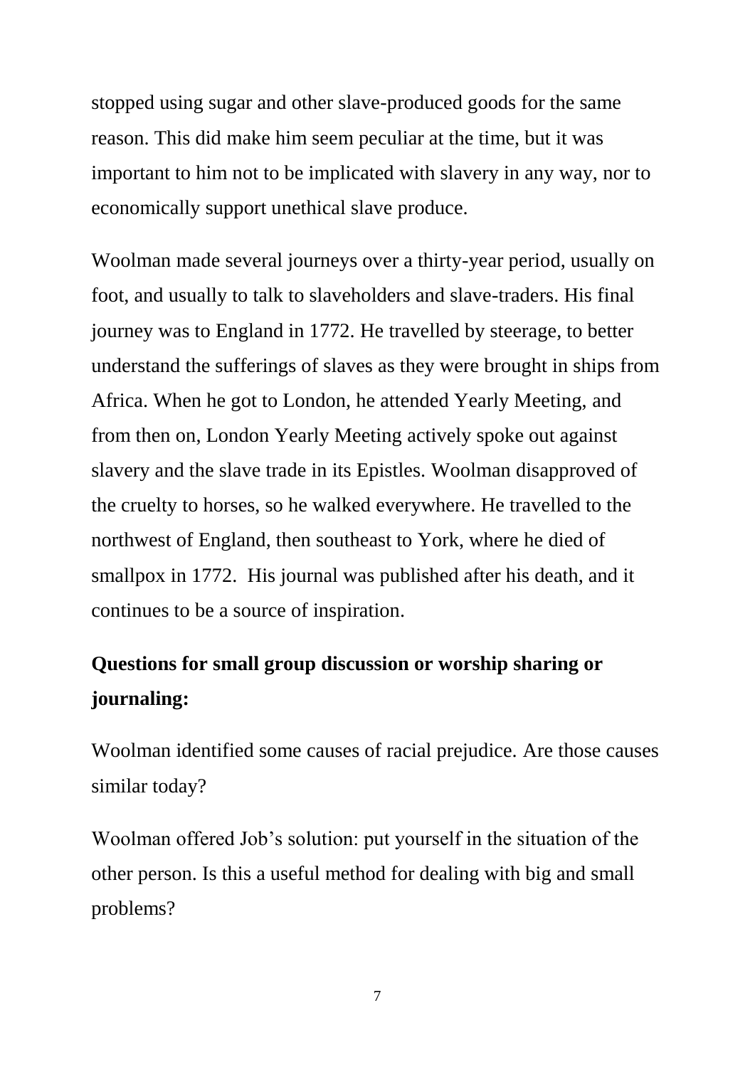stopped using sugar and other slave-produced goods for the same reason. This did make him seem peculiar at the time, but it was important to him not to be implicated with slavery in any way, nor to economically support unethical slave produce.

Woolman made several journeys over a thirty-year period, usually on foot, and usually to talk to slaveholders and slave-traders. His final journey was to England in 1772. He travelled by steerage, to better understand the sufferings of slaves as they were brought in ships from Africa. When he got to London, he attended Yearly Meeting, and from then on, London Yearly Meeting actively spoke out against slavery and the slave trade in its Epistles. Woolman disapproved of the cruelty to horses, so he walked everywhere. He travelled to the northwest of England, then southeast to York, where he died of smallpox in 1772. His journal was published after his death, and it continues to be a source of inspiration.

**Questions for small group discussion or worship sharing or journaling:**

Woolman identified some causes of racial prejudice. Are those causes similar today?

Woolman offered Job's solution: put yourself in the situation of the other person. Is this a useful method for dealing with big and small problems?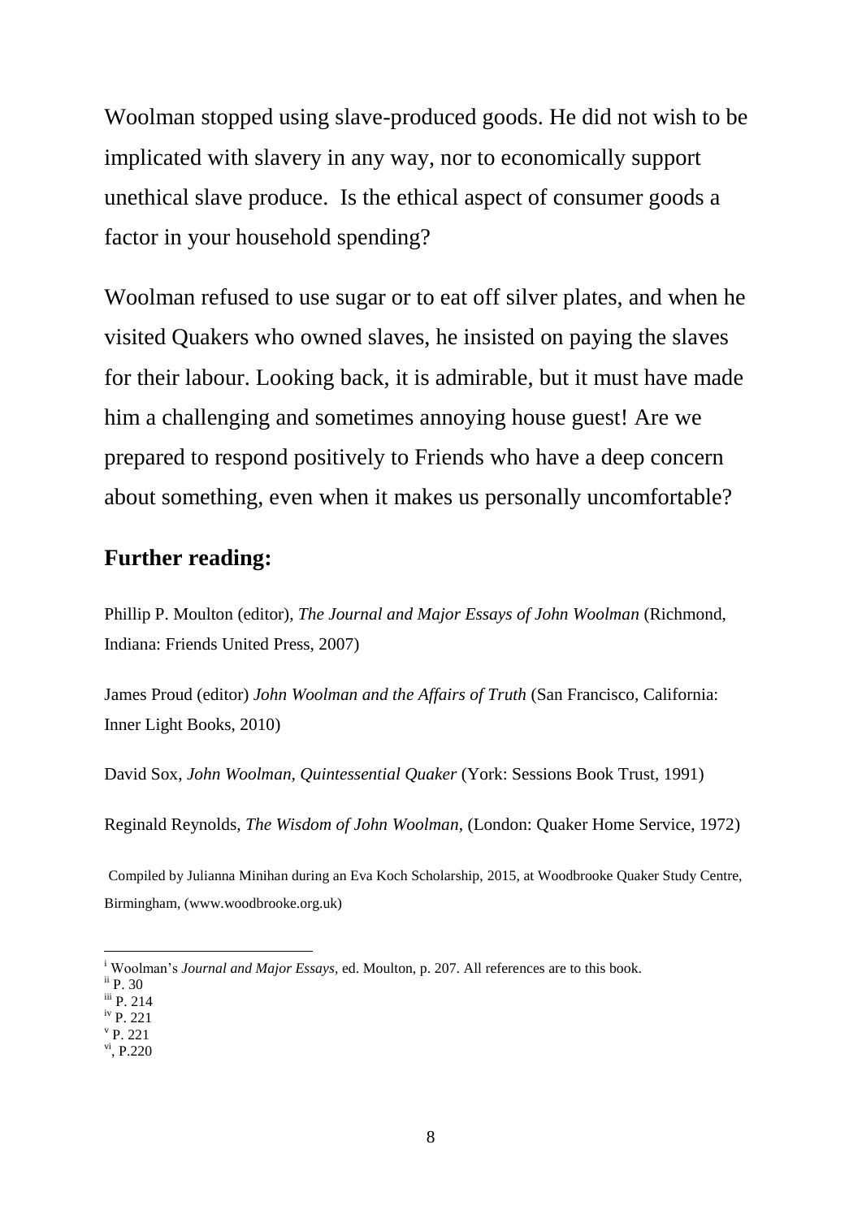Woolman stopped using slave-produced goods. He did not wish to be implicated with slavery in any way, nor to economically support unethical slave produce.  Is the ethical aspect of consumer goods a factor in your household spending?

Woolman refused to use sugar or to eat off silver plates, and when he visited Quakers who owned slaves, he insisted on paying the slaves for their labour. Looking back, it is admirable, but it must have made him a challenging and sometimes annoying house guest! Are we prepared to respond positively to Friends who have a deep concern about something, even when it makes us personally uncomfortable?

## Further reading:

Phillip P. Moulton (editor), *The Journal and Major Essays of John Woolman* (Richmond, Indiana: Friends United Press, 2007)

James Proud (editor) *John Woolman and the Affairs of Truth* (San Francisco, California: Inner Light Books, 2010)

David Sox, *John Woolman, Quintessential Quaker* (York: Sessions Book Trust, 1991)

Reginald Reynolds, *The Wisdom of John Woolman*, (London: Quaker Home Service, 1972)

Compiled by Julianna Minihan during an Eva Koch Scholarship, 2015, at Woodbrooke Quaker Study Centre, Birmingham, (www.woodbrooke.org.uk)

---

[i] Woolman's *Journal and Major Essays*, ed. Moulton, p. 207. All references are to this book.
[ii] P. 30
[iii] P. 214
[iv] P. 221
[v] P. 221
[vi], P.220